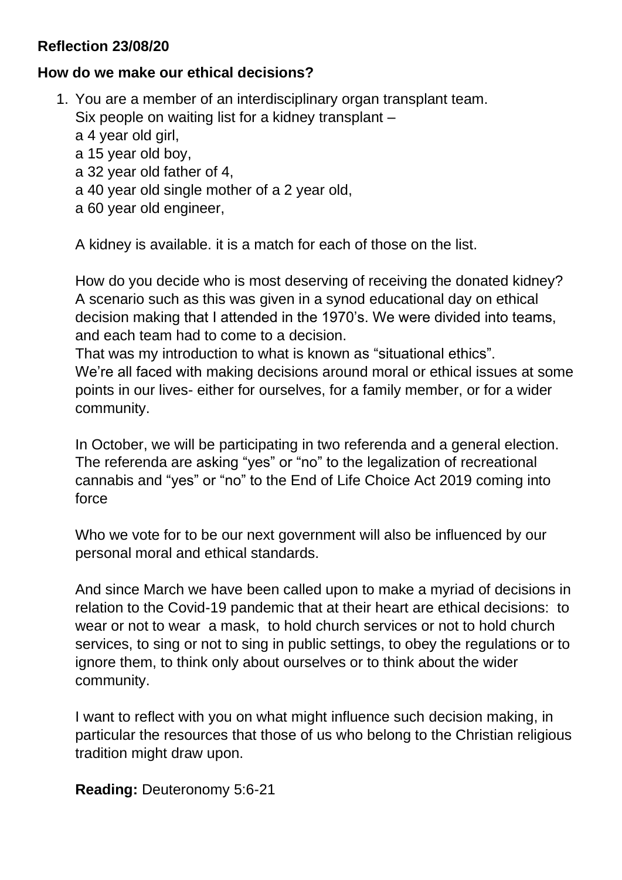**Reflection 23/08/20**

**How do we make our ethical decisions?**

1. You are a member of an interdisciplinary organ transplant team.
   Six people on waiting list for a kidney transplant –
   a 4 year old girl,
   a 15 year old boy,
   a 32 year old father of 4,
   a 40 year old single mother of a 2 year old,
   a 60 year old engineer,

   A kidney is available. it is a match for each of those on the list.

   How do you decide who is most deserving of receiving the donated kidney?
   A scenario such as this was given in a synod educational day on ethical decision making that I attended in the 1970's. We were divided into teams, and each team had to come to a decision.
   That was my introduction to what is known as "situational ethics".
   We're all faced with making decisions around moral or ethical issues at some points in our lives- either for ourselves, for a family member, or for a wider community.

   In October, we will be participating in two referenda and a general election. The referenda are asking "yes" or "no" to the legalization of recreational cannabis and "yes" or "no" to the End of Life Choice Act 2019 coming into force

   Who we vote for to be our next government will also be influenced by our personal moral and ethical standards.

   And since March we have been called upon to make a myriad of decisions in relation to the Covid-19 pandemic that at their heart are ethical decisions: to wear or not to wear a mask, to hold church services or not to hold church services, to sing or not to sing in public settings, to obey the regulations or to ignore them, to think only about ourselves or to think about the wider community.

   I want to reflect with you on what might influence such decision making, in particular the resources that those of us who belong to the Christian religious tradition might draw upon.

   **Reading:** Deuteronomy 5:6-21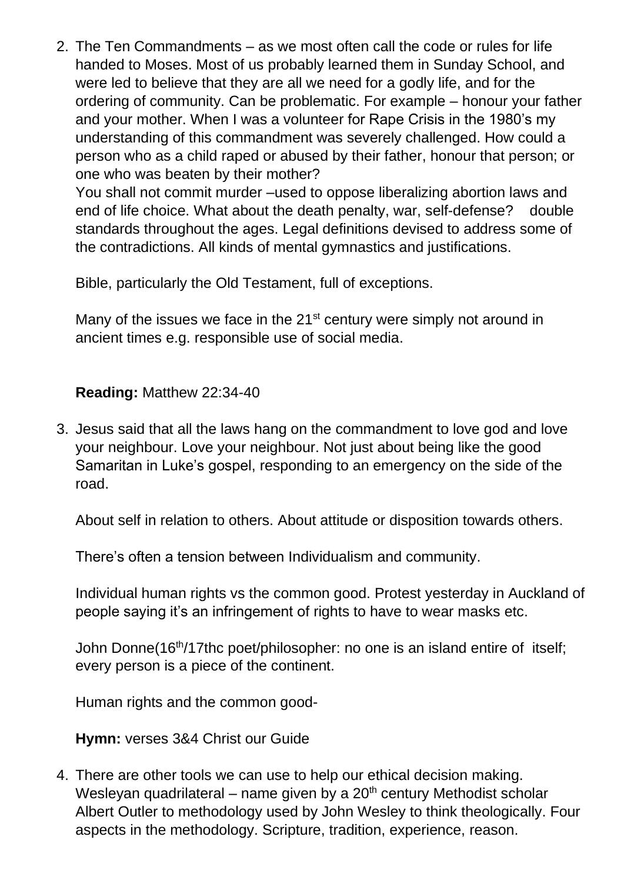2. The Ten Commandments – as we most often call the code or rules for life handed to Moses. Most of us probably learned them in Sunday School, and were led to believe that they are all we need for a godly life, and for the ordering of community. Can be problematic. For example – honour your father and your mother. When I was a volunteer for Rape Crisis in the 1980's my understanding of this commandment was severely challenged. How could a person who as a child raped or abused by their father, honour that person; or one who was beaten by their mother?

   You shall not commit murder –used to oppose liberalizing abortion laws and end of life choice. What about the death penalty, war, self-defense? double standards throughout the ages. Legal definitions devised to address some of the contradictions. All kinds of mental gymnastics and justifications.

   Bible, particularly the Old Testament, full of exceptions.

   Many of the issues we face in the 21st century were simply not around in ancient times e.g. responsible use of social media.

   **Reading:** Matthew 22:34-40

3. Jesus said that all the laws hang on the commandment to love god and love your neighbour. Love your neighbour. Not just about being like the good Samaritan in Luke's gospel, responding to an emergency on the side of the road.

   About self in relation to others. About attitude or disposition towards others.

   There's often a tension between Individualism and community.

   Individual human rights vs the common good. Protest yesterday in Auckland of people saying it's an infringement of rights to have to wear masks etc.

   John Donne(16th/17thc poet/philosopher: no one is an island entire of itself; every person is a piece of the continent.

   Human rights and the common good-

   **Hymn:** verses 3&4 Christ our Guide

4. There are other tools we can use to help our ethical decision making. Wesleyan quadrilateral – name given by a 20th century Methodist scholar Albert Outler to methodology used by John Wesley to think theologically. Four aspects in the methodology. Scripture, tradition, experience, reason.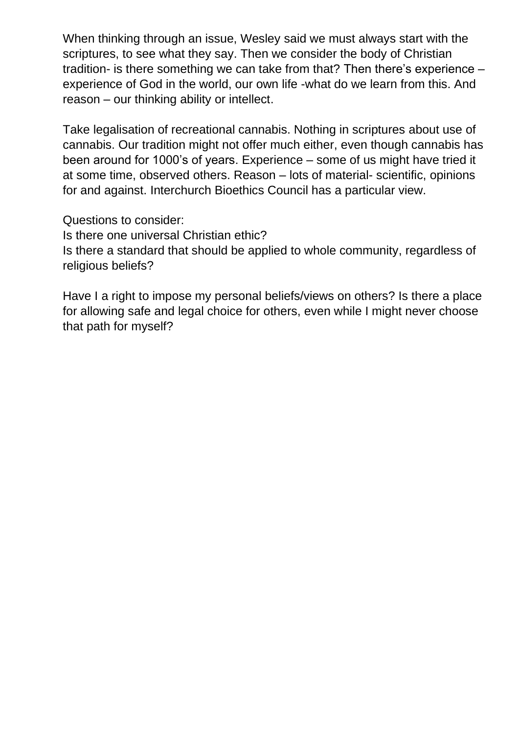When thinking through an issue, Wesley said we must always start with the scriptures, to see what they say. Then we consider the body of Christian tradition- is there something we can take from that? Then there's experience – experience of God in the world, our own life -what do we learn from this. And reason – our thinking ability or intellect.

Take legalisation of recreational cannabis. Nothing in scriptures about use of cannabis. Our tradition might not offer much either, even though cannabis has been around for 1000's of years. Experience – some of us might have tried it at some time, observed others. Reason – lots of material- scientific, opinions for and against. Interchurch Bioethics Council has a particular view.

Questions to consider:
Is there one universal Christian ethic?
Is there a standard that should be applied to whole community, regardless of religious beliefs?

Have I a right to impose my personal beliefs/views on others? Is there a place for allowing safe and legal choice for others, even while I might never choose that path for myself?